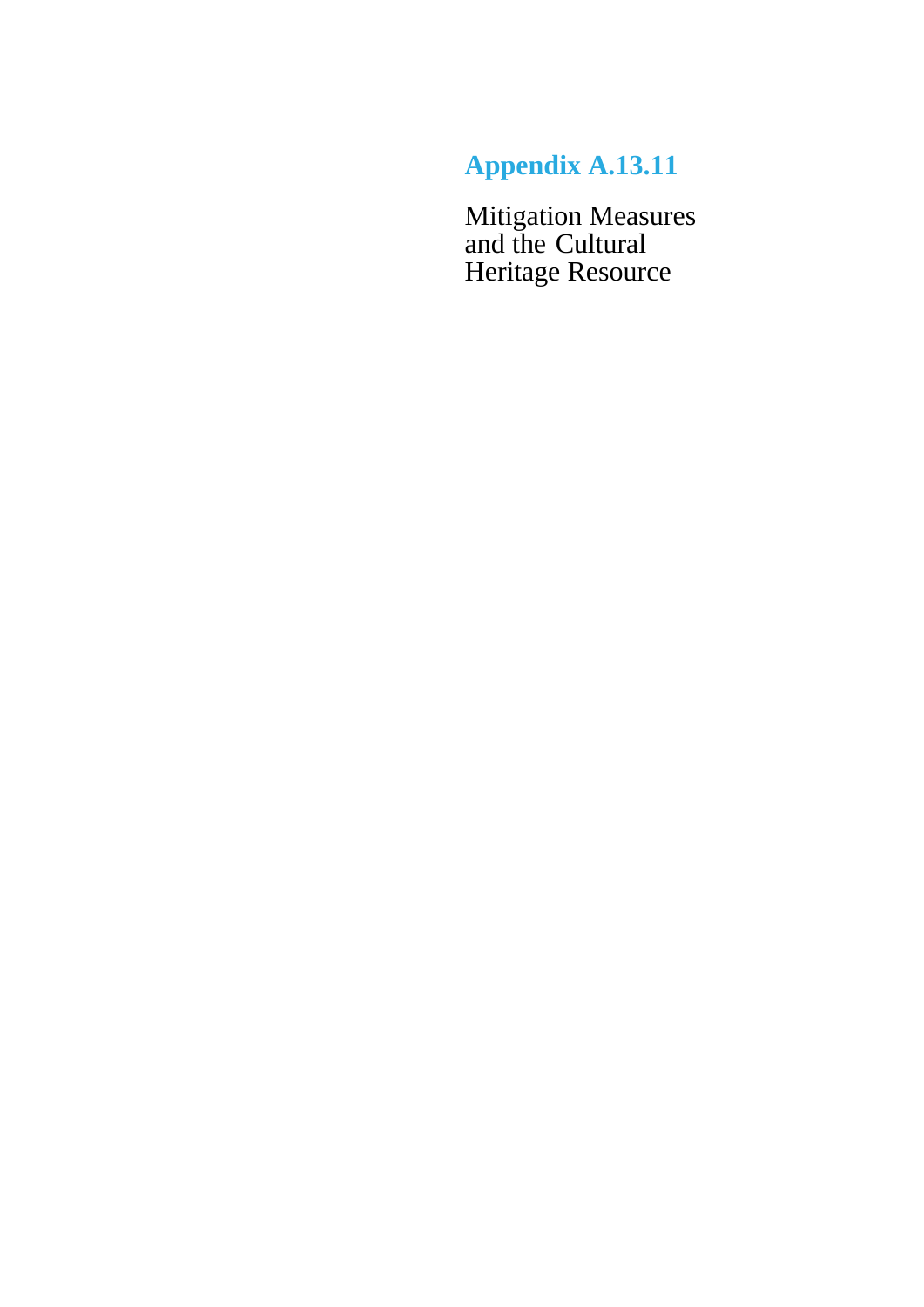# Appendix A.13.11

Mitigation Measures and the Cultural Heritage Resource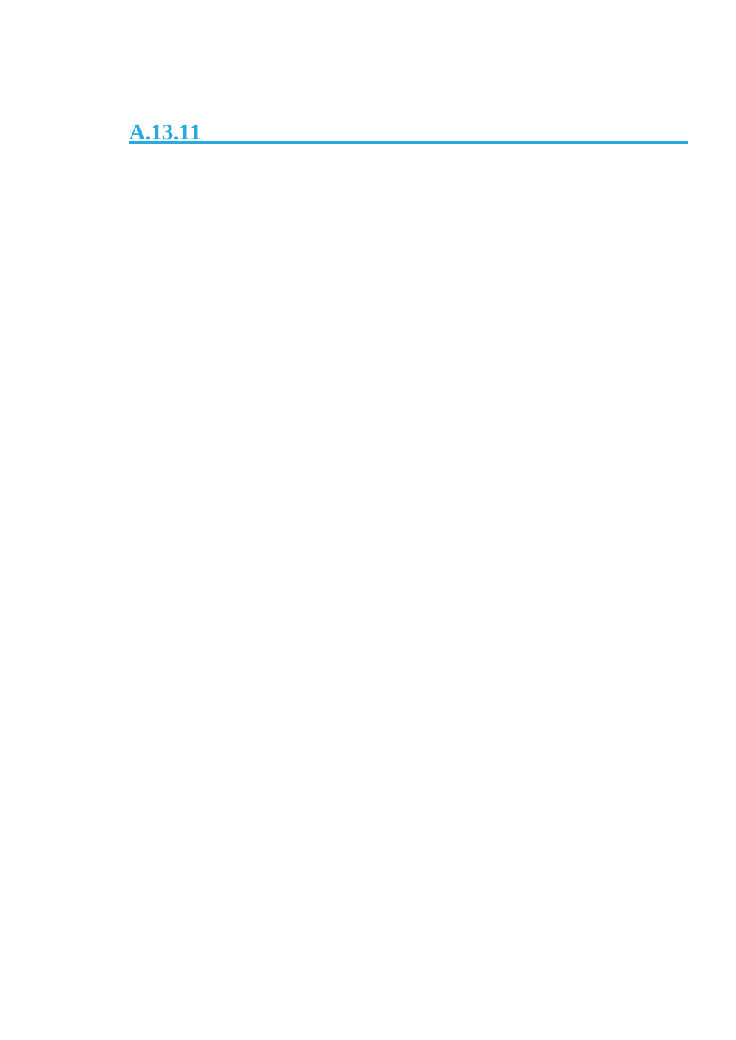## A.13.11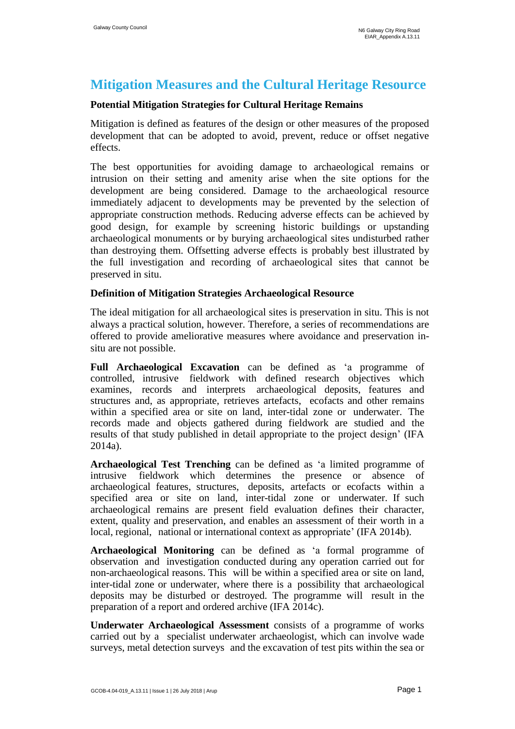# Mitigation Measures and the Cultural Heritage Resource

**Potential Mitigation Strategies for Cultural Heritage Remains**

Mitigation is defined as features of the design or other measures of the proposed development that can be adopted to avoid, prevent, reduce or offset negative effects.

The best opportunities for avoiding damage to archaeological remains or intrusion on their setting and amenity arise when the site options for the development are being considered. Damage to the archaeological resource immediately adjacent to developments may be prevented by the selection of appropriate construction methods. Reducing adverse effects can be achieved by good design, for example by screening historic buildings or upstanding archaeological monuments or by burying archaeological sites undisturbed rather than destroying them. Offsetting adverse effects is probably best illustrated by the full investigation and recording of archaeological sites that cannot be preserved in situ.

**Definition of Mitigation Strategies Archaeological Resource**

The ideal mitigation for all archaeological sites is preservation in situ. This is not always a practical solution, however. Therefore, a series of recommendations are offered to provide ameliorative measures where avoidance and preservation in-situ are not possible.

**Full Archaeological Excavation** can be defined as 'a programme of controlled, intrusive fieldwork with defined research objectives which examines, records and interprets archaeological deposits, features and structures and, as appropriate, retrieves artefacts, ecofacts and other remains within a specified area or site on land, inter-tidal zone or underwater. The records made and objects gathered during fieldwork are studied and the results of that study published in detail appropriate to the project design' (IFA 2014a).

**Archaeological Test Trenching** can be defined as 'a limited programme of intrusive fieldwork which determines the presence or absence of archaeological features, structures, deposits, artefacts or ecofacts within a specified area or site on land, inter-tidal zone or underwater. If such archaeological remains are present field evaluation defines their character, extent, quality and preservation, and enables an assessment of their worth in a local, regional, national or international context as appropriate' (IFA 2014b).

**Archaeological Monitoring** can be defined as 'a formal programme of observation and investigation conducted during any operation carried out for non-archaeological reasons. This will be within a specified area or site on land, inter-tidal zone or underwater, where there is a possibility that archaeological deposits may be disturbed or destroyed. The programme will result in the preparation of a report and ordered archive (IFA 2014c).

**Underwater Archaeological Assessment** consists of a programme of works carried out by a specialist underwater archaeologist, which can involve wade surveys, metal detection surveys and the excavation of test pits within the sea or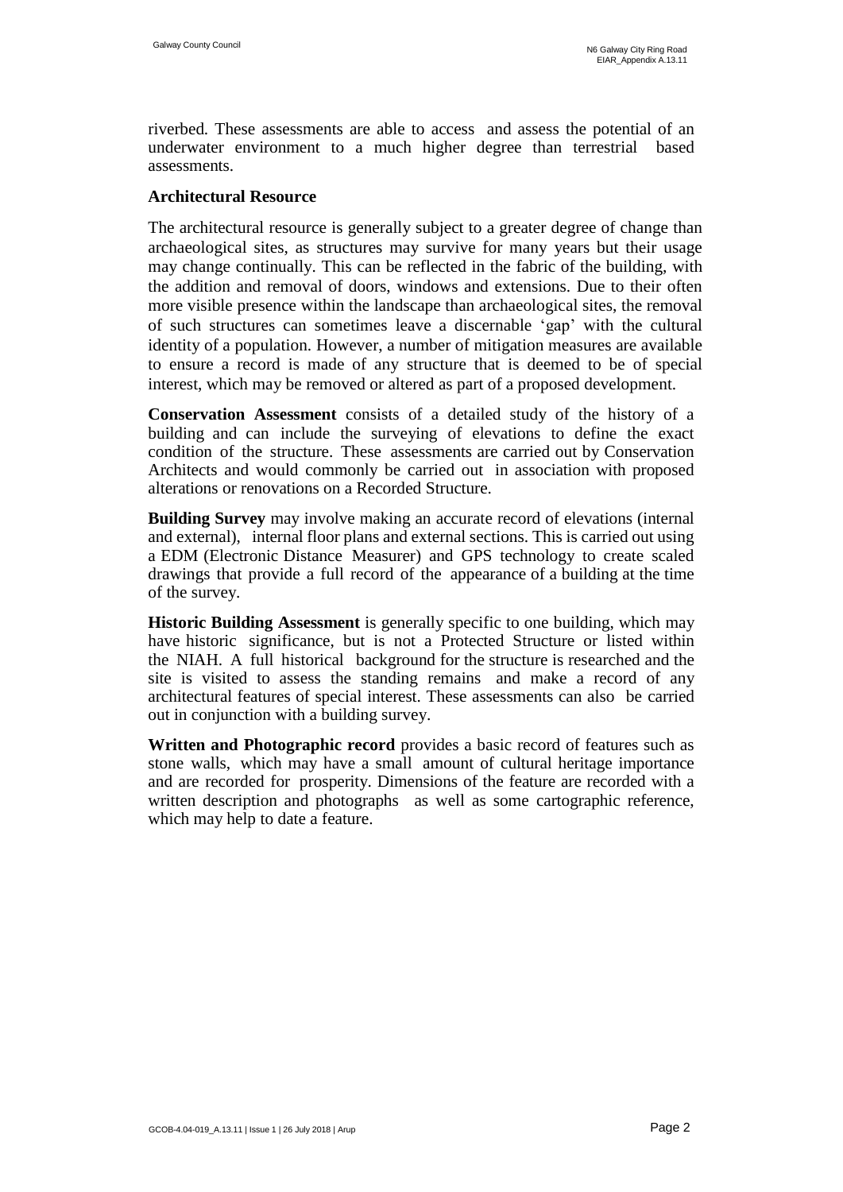riverbed. These assessments are able to access and assess the potential of an underwater environment to a much higher degree than terrestrial based assessments.

**Architectural Resource**

The architectural resource is generally subject to a greater degree of change than archaeological sites, as structures may survive for many years but their usage may change continually. This can be reflected in the fabric of the building, with the addition and removal of doors, windows and extensions. Due to their often more visible presence within the landscape than archaeological sites, the removal of such structures can sometimes leave a discernable 'gap' with the cultural identity of a population. However, a number of mitigation measures are available to ensure a record is made of any structure that is deemed to be of special interest, which may be removed or altered as part of a proposed development.

**Conservation Assessment** consists of a detailed study of the history of a building and can include the surveying of elevations to define the exact condition of the structure. These assessments are carried out by Conservation Architects and would commonly be carried out in association with proposed alterations or renovations on a Recorded Structure.

**Building Survey** may involve making an accurate record of elevations (internal and external), internal floor plans and external sections. This is carried out using a EDM (Electronic Distance Measurer) and GPS technology to create scaled drawings that provide a full record of the appearance of a building at the time of the survey.

**Historic Building Assessment** is generally specific to one building, which may have historic significance, but is not a Protected Structure or listed within the NIAH. A full historical background for the structure is researched and the site is visited to assess the standing remains and make a record of any architectural features of special interest. These assessments can also be carried out in conjunction with a building survey.

**Written and Photographic record** provides a basic record of features such as stone walls, which may have a small amount of cultural heritage importance and are recorded for prosperity. Dimensions of the feature are recorded with a written description and photographs as well as some cartographic reference, which may help to date a feature.